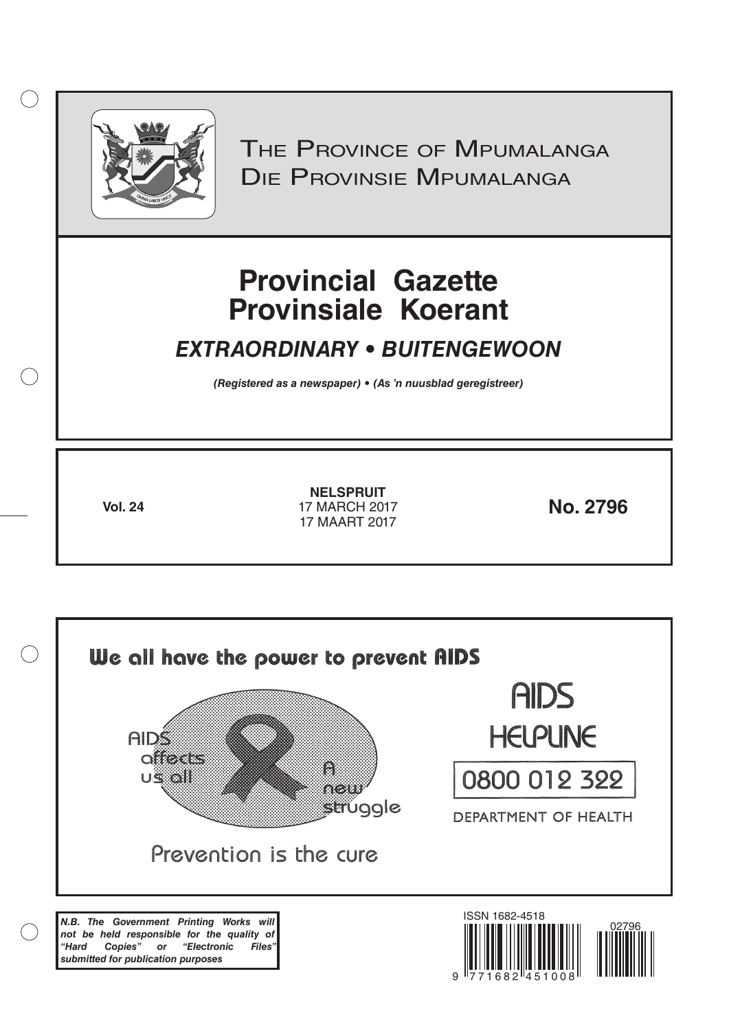The Province of Mpumalanga
Die Provinsie Mpumalanga

# Provincial Gazette
# Provinsiale Koerant

## *EXTRAORDINARY • BUITENGEWOON*

***(Registered as a newspaper) • (As 'n nuusblad geregistreer)***

**Vol. 24**

**NELSPRUIT**
17 MARCH 2017
17 MAART 2017

**No. 2796**

We all have the power to prevent AIDS

AIDS affects us all

A new struggle

Prevention is the cure

AIDS HELPLINE

0800 012 322

DEPARTMENT OF HEALTH

***N.B. The Government Printing Works will not be held responsible for the quality of "Hard Copies" or "Electronic Files" submitted for publication purposes***

ISSN 1682-4518

02796

9 771682 451008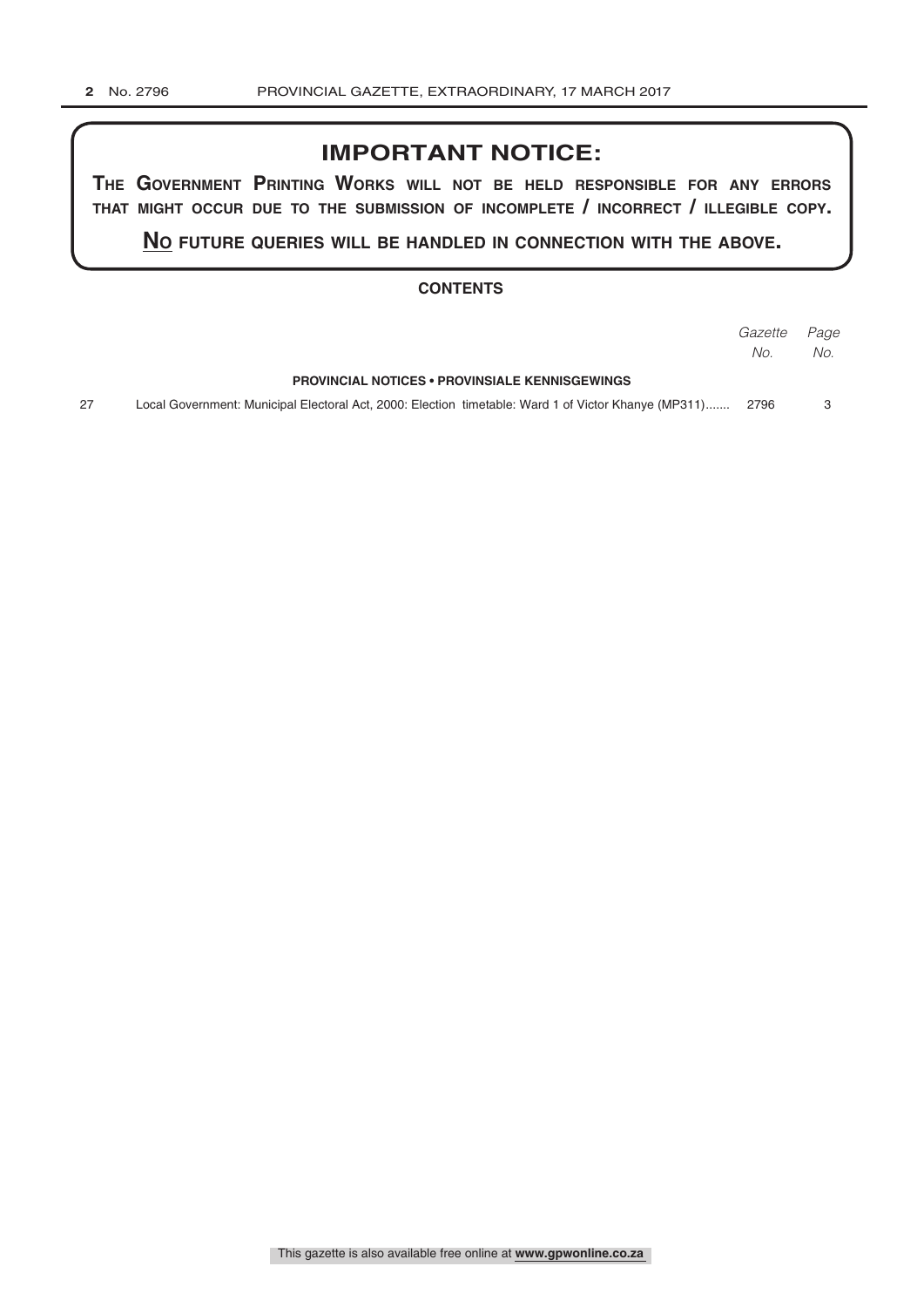## IMPORTANT NOTICE:

**The Government Printing Works will not be held responsible for any errors that might occur due to the submission of incomplete / incorrect / illegible copy.**

**No future queries will be handled in connection with the above.**

### CONTENTS

| | | *Gazette No.* | *Page No.* |
|---|---|---|---|
| | **PROVINCIAL NOTICES • PROVINSIALE KENNISGEWINGS** | | |
| 27 | Local Government: Municipal Electoral Act, 2000: Election timetable: Ward 1 of Victor Khanye (MP311)....... | 2796 | 3 |

This gazette is also available free online at **www.gpwonline.co.za**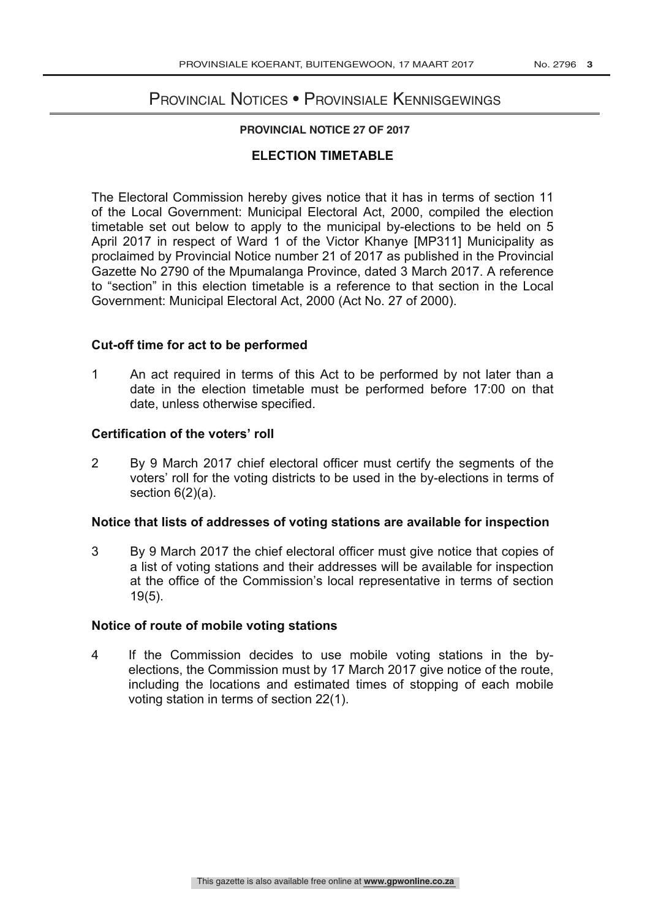# Provincial Notices • Provinsiale Kennisgewings

**PROVINCIAL NOTICE 27 OF 2017**

## ELECTION TIMETABLE

The Electoral Commission hereby gives notice that it has in terms of section 11 of the Local Government: Municipal Electoral Act, 2000, compiled the election timetable set out below to apply to the municipal by-elections to be held on 5 April 2017 in respect of Ward 1 of the Victor Khanye [MP311] Municipality as proclaimed by Provincial Notice number 21 of 2017 as published in the Provincial Gazette No 2790 of the Mpumalanga Province, dated 3 March 2017. A reference to "section" in this election timetable is a reference to that section in the Local Government: Municipal Electoral Act, 2000 (Act No. 27 of 2000).

### Cut-off time for act to be performed

1 An act required in terms of this Act to be performed by not later than a date in the election timetable must be performed before 17:00 on that date, unless otherwise specified.

### Certification of the voters' roll

2 By 9 March 2017 chief electoral officer must certify the segments of the voters' roll for the voting districts to be used in the by-elections in terms of section 6(2)(a).

### Notice that lists of addresses of voting stations are available for inspection

3 By 9 March 2017 the chief electoral officer must give notice that copies of a list of voting stations and their addresses will be available for inspection at the office of the Commission's local representative in terms of section 19(5).

### Notice of route of mobile voting stations

4 If the Commission decides to use mobile voting stations in the by-elections, the Commission must by 17 March 2017 give notice of the route, including the locations and estimated times of stopping of each mobile voting station in terms of section 22(1).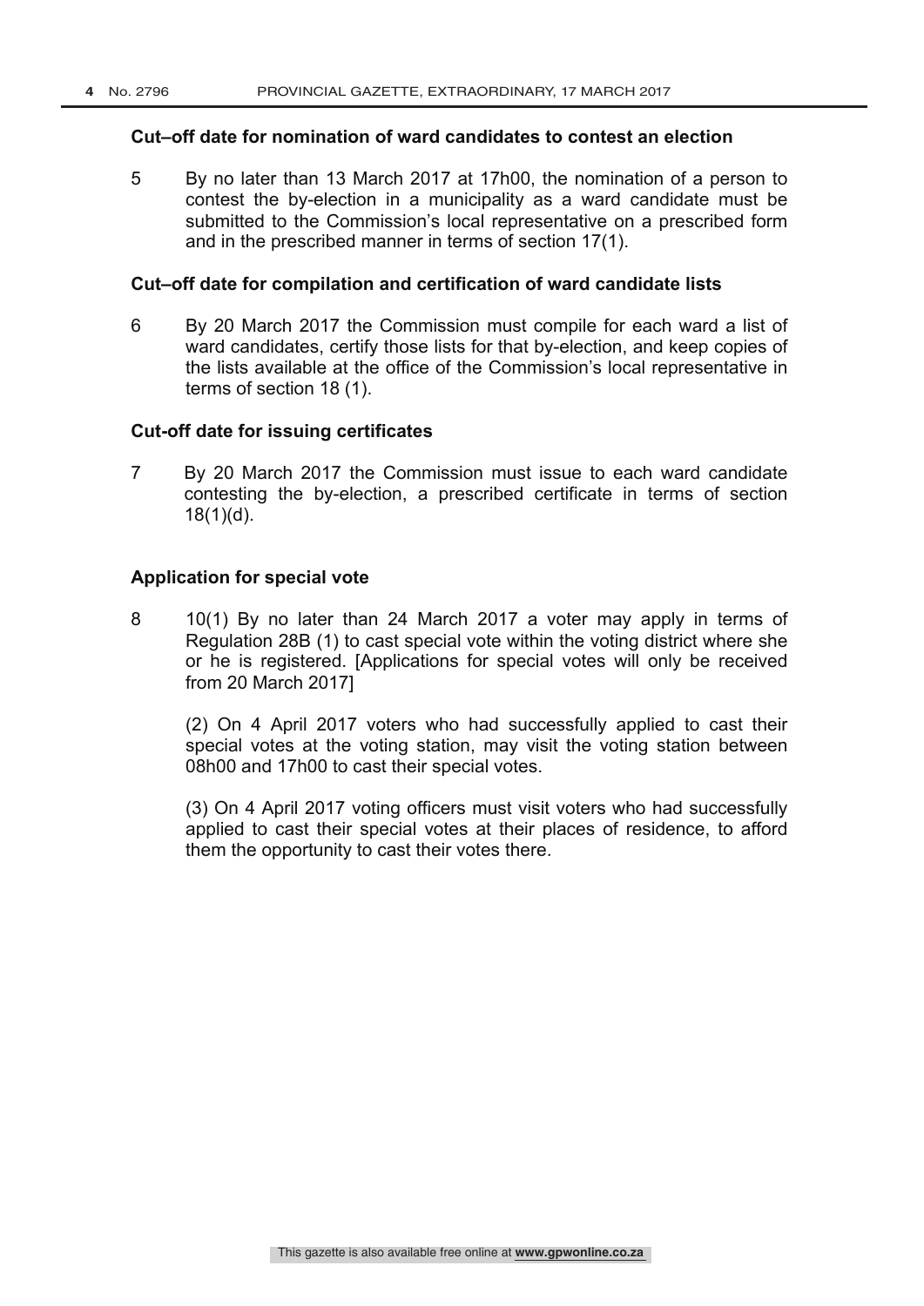### Cut–off date for nomination of ward candidates to contest an election

5 By no later than 13 March 2017 at 17h00, the nomination of a person to contest the by-election in a municipality as a ward candidate must be submitted to the Commission's local representative on a prescribed form and in the prescribed manner in terms of section 17(1).

### Cut–off date for compilation and certification of ward candidate lists

6 By 20 March 2017 the Commission must compile for each ward a list of ward candidates, certify those lists for that by-election, and keep copies of the lists available at the office of the Commission's local representative in terms of section 18 (1).

### Cut-off date for issuing certificates

7 By 20 March 2017 the Commission must issue to each ward candidate contesting the by-election, a prescribed certificate in terms of section 18(1)(d).

### Application for special vote

8 10(1) By no later than 24 March 2017 a voter may apply in terms of Regulation 28B (1) to cast special vote within the voting district where she or he is registered. [Applications for special votes will only be received from 20 March 2017]

(2) On 4 April 2017 voters who had successfully applied to cast their special votes at the voting station, may visit the voting station between 08h00 and 17h00 to cast their special votes.

(3) On 4 April 2017 voting officers must visit voters who had successfully applied to cast their special votes at their places of residence, to afford them the opportunity to cast their votes there.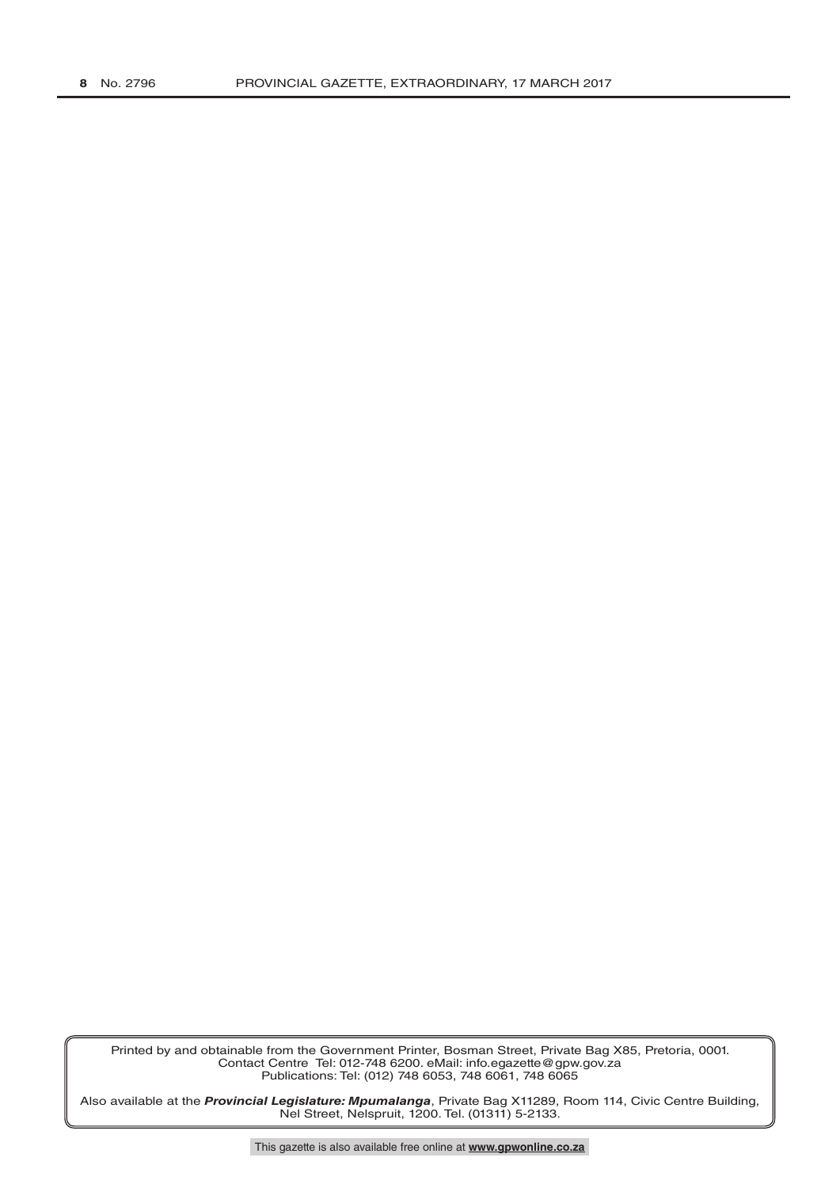Printed by and obtainable from the Government Printer, Bosman Street, Private Bag X85, Pretoria, 0001.
Contact Centre Tel: 012-748 6200. eMail: info.egazette@gpw.gov.za
Publications: Tel: (012) 748 6053, 748 6061, 748 6065

Also available at the ***Provincial Legislature: Mpumalanga***, Private Bag X11289, Room 114, Civic Centre Building, Nel Street, Nelspruit, 1200. Tel. (01311) 5-2133.

This gazette is also available free online at **www.gpwonline.co.za**